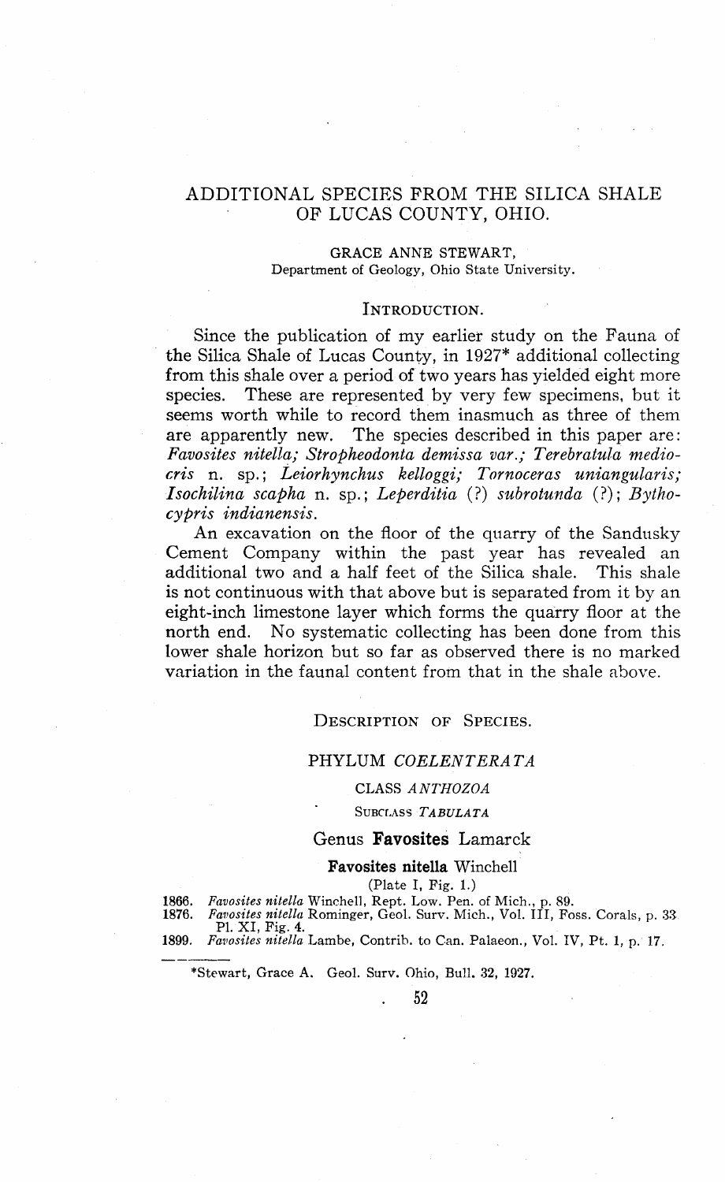# ADDITIONAL SPECIES FROM THE SILICA SHALE OF LUCAS COUNTY, OHIO.

GRACE ANNE STEWART,
Department of Geology, Ohio State University.

## INTRODUCTION.

Since the publication of my earlier study on the Fauna of the Silica Shale of Lucas County, in 1927* additional collecting from this shale over a period of two years has yielded eight more species. These are represented by very few specimens, but it seems worth while to record them inasmuch as three of them are apparently new. The species described in this paper are: *Favosites nitella; Stropheodonta demissa var.; Terebratula mediocris* n. sp.; *Leiorhynchus kelloggi; Tornoceras uniangularis; Isochilina scapha* n. sp.; *Leperditia* (?) *subrotunda* (?); *Bythocypris indianensis.*

An excavation on the floor of the quarry of the Sandusky Cement Company within the past year has revealed an additional two and a half feet of the Silica shale. This shale is not continuous with that above but is separated from it by an eight-inch limestone layer which forms the quarry floor at the north end. No systematic collecting has been done from this lower shale horizon but so far as observed there is no marked variation in the faunal content from that in the shale above.

## DESCRIPTION OF SPECIES.

### PHYLUM *COELENTERATA*

#### CLASS *ANTHOZOA*

##### SUBCLASS *TABULATA*

### Genus **Favosites** Lamarck

#### **Favosites nitella** Winchell

(Plate I, Fig. 1.)

**1866.** *Favosites nitella* Winchell, Rept. Low. Pen. of Mich., p. 89.
**1876.** *Favosites nitella* Rominger, Geol. Surv. Mich., Vol. III, Foss. Corals, p. 33 Pl. XI, Fig. 4.
**1899.** *Favosites nitella* Lambe, Contrib. to Can. Palaeon., Vol. IV, Pt. 1, p. 17.

---

*Stewart, Grace A. Geol. Surv. Ohio, Bull. 32, 1927.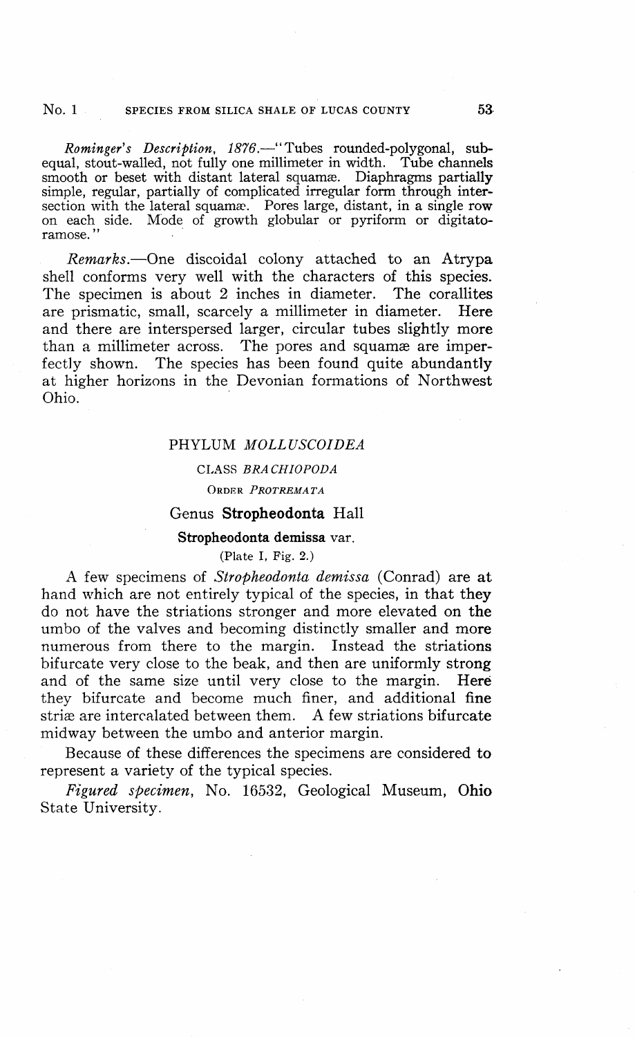*Rominger's Description, 1876.*—"Tubes rounded-polygonal, subequal, stout-walled, not fully one millimeter in width. Tube channels smooth or beset with distant lateral squamæ. Diaphragms partially simple, regular, partially of complicated irregular form through intersection with the lateral squamæ. Pores large, distant, in a single row on each side. Mode of growth globular or pyriform or digitato-ramose."

*Remarks.*—One discoidal colony attached to an Atrypa shell conforms very well with the characters of this species. The specimen is about 2 inches in diameter. The corallites are prismatic, small, scarcely a millimeter in diameter. Here and there are interspersed larger, circular tubes slightly more than a millimeter across. The pores and squamæ are imperfectly shown. The species has been found quite abundantly at higher horizons in the Devonian formations of Northwest Ohio.

## PHYLUM *MOLLUSCOIDEA*

### CLASS *BRACHIOPODA*

#### ORDER *PROTREMATA*

### Genus **Stropheodonta** Hall

#### **Stropheodonta demissa** var.

(Plate I, Fig. 2.)

A few specimens of *Stropheodonta demissa* (Conrad) are at hand which are not entirely typical of the species, in that they do not have the striations stronger and more elevated on the umbo of the valves and becoming distinctly smaller and more numerous from there to the margin. Instead the striations bifurcate very close to the beak, and then are uniformly strong and of the same size until very close to the margin. Here they bifurcate and become much finer, and additional fine striæ are intercalated between them. A few striations bifurcate midway between the umbo and anterior margin.

Because of these differences the specimens are considered to represent a variety of the typical species.

*Figured specimen*, No. 16532, Geological Museum, Ohio State University.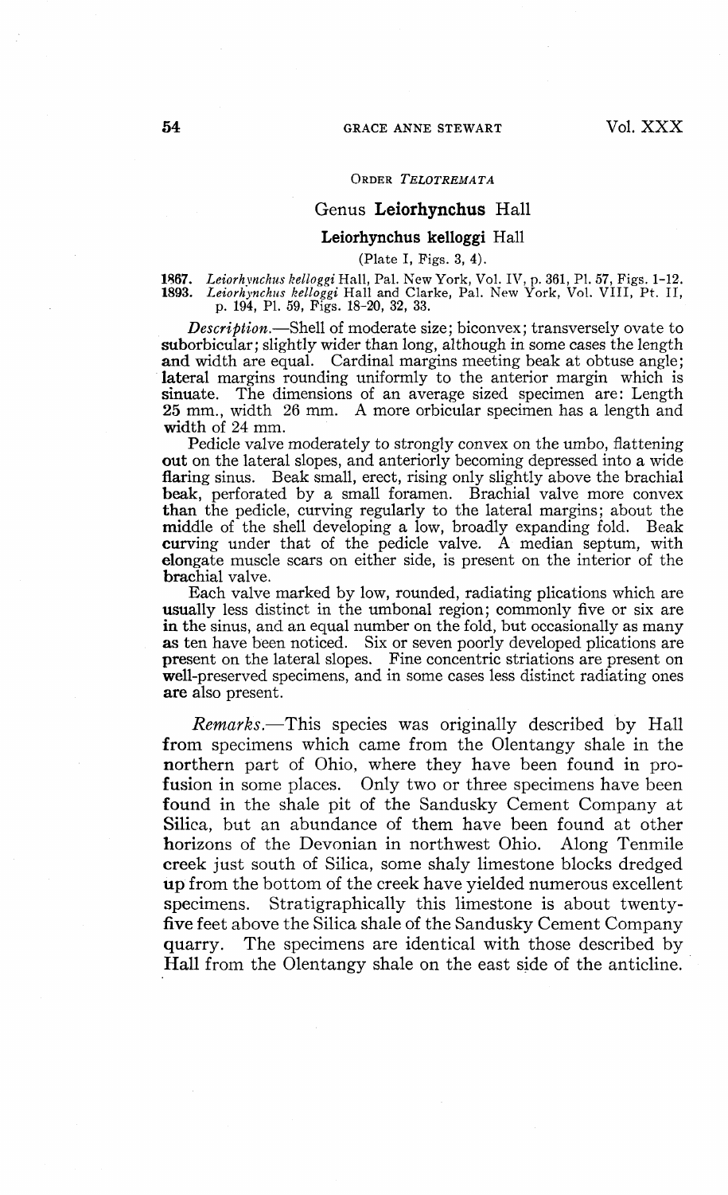ORDER *TELOTREMATA*

## Genus **Leiorhynchus** Hall

### **Leiorhynchus kelloggi** Hall

(Plate I, Figs. 3, 4).

**1867.** *Leiorhynchus kelloggi* Hall, Pal. New York, Vol. IV, p. 361, Pl. 57, Figs. 1-12.
**1893.** *Leiorhynchus kelloggi* Hall and Clarke, Pal. New York, Vol. VIII, Pt. II, p. 194, Pl. 59, Figs. 18-20, 32, 33.

*Description.*—Shell of moderate size; biconvex; transversely ovate to suborbicular; slightly wider than long, although in some cases the length and width are equal. Cardinal margins meeting beak at obtuse angle; lateral margins rounding uniformly to the anterior margin which is sinuate. The dimensions of an average sized specimen are: Length 25 mm., width 26 mm. A more orbicular specimen has a length and width of 24 mm.

Pedicle valve moderately to strongly convex on the umbo, flattening out on the lateral slopes, and anteriorly becoming depressed into a wide flaring sinus. Beak small, erect, rising only slightly above the brachial beak, perforated by a small foramen. Brachial valve more convex than the pedicle, curving regularly to the lateral margins; about the middle of the shell developing a low, broadly expanding fold. Beak curving under that of the pedicle valve. A median septum, with elongate muscle scars on either side, is present on the interior of the brachial valve.

Each valve marked by low, rounded, radiating plications which are usually less distinct in the umbonal region; commonly five or six are in the sinus, and an equal number on the fold, but occasionally as many as ten have been noticed. Six or seven poorly developed plications are present on the lateral slopes. Fine concentric striations are present on well-preserved specimens, and in some cases less distinct radiating ones are also present.

*Remarks.*—This species was originally described by Hall from specimens which came from the Olentangy shale in the northern part of Ohio, where they have been found in profusion in some places. Only two or three specimens have been found in the shale pit of the Sandusky Cement Company at Silica, but an abundance of them have been found at other horizons of the Devonian in northwest Ohio. Along Tenmile creek just south of Silica, some shaly limestone blocks dredged up from the bottom of the creek have yielded numerous excellent specimens. Stratigraphically this limestone is about twenty-five feet above the Silica shale of the Sandusky Cement Company quarry. The specimens are identical with those described by Hall from the Olentangy shale on the east side of the anticline.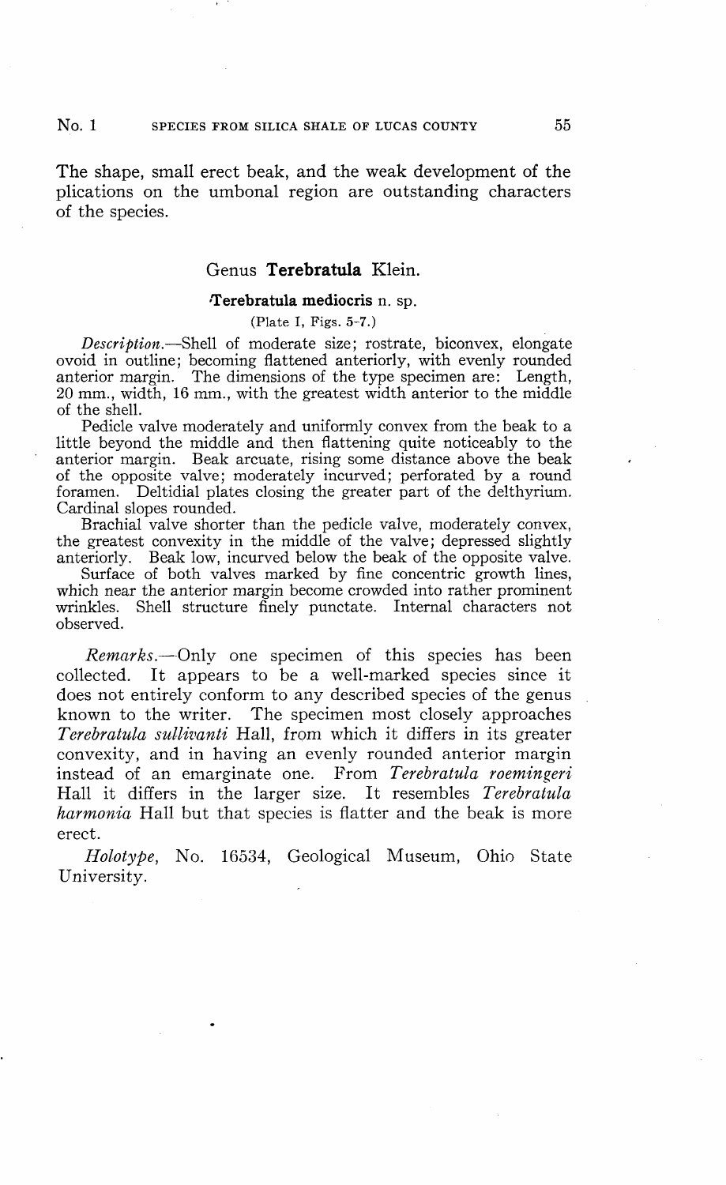The shape, small erect beak, and the weak development of the plications on the umbonal region are outstanding characters of the species.

## Genus **Terebratula** Klein.

### **Terebratula mediocris** n. sp.

(Plate I, Figs. 5-7.)

*Description.*—Shell of moderate size; rostrate, biconvex, elongate ovoid in outline; becoming flattened anteriorly, with evenly rounded anterior margin. The dimensions of the type specimen are: Length, 20 mm., width, 16 mm., with the greatest width anterior to the middle of the shell.

Pedicle valve moderately and uniformly convex from the beak to a little beyond the middle and then flattening quite noticeably to the anterior margin. Beak arcuate, rising some distance above the beak of the opposite valve; moderately incurved; perforated by a round foramen. Deltidial plates closing the greater part of the delthyrium. Cardinal slopes rounded.

Brachial valve shorter than the pedicle valve, moderately convex, the greatest convexity in the middle of the valve; depressed slightly anteriorly. Beak low, incurved below the beak of the opposite valve.

Surface of both valves marked by fine concentric growth lines, which near the anterior margin become crowded into rather prominent wrinkles. Shell structure finely punctate. Internal characters not observed.

*Remarks.*—Only one specimen of this species has been collected. It appears to be a well-marked species since it does not entirely conform to any described species of the genus known to the writer. The specimen most closely approaches *Terebratula sullivanti* Hall, from which it differs in its greater convexity, and in having an evenly rounded anterior margin instead of an emarginate one. From *Terebratula roemingeri* Hall it differs in the larger size. It resembles *Terebratula harmonia* Hall but that species is flatter and the beak is more erect.

*Holotype*, No. 16534, Geological Museum, Ohio State University.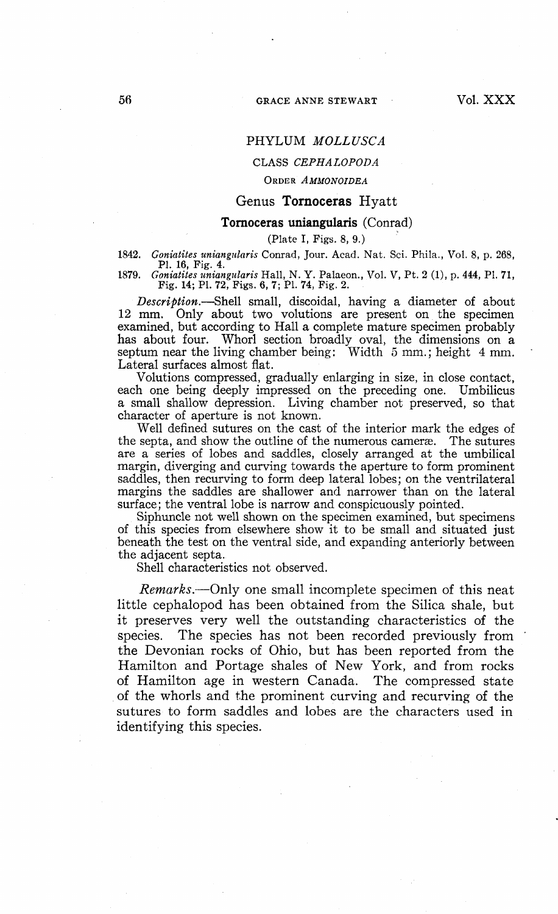## PHYLUM *MOLLUSCA*

### CLASS *CEPHALOPODA*

#### ORDER *AMMONOIDEA*

### Genus **Tornoceras** Hyatt

#### **Tornoceras uniangularis** (Conrad)

(Plate I, Figs. 8, 9.)

1842. *Goniatites uniangularis* Conrad, Jour. Acad. Nat. Sci. Phila., Vol. 8, p. 268, Pl. 16, Fig. 4.
1879. *Goniatites uniangularis* Hall, N. Y. Palaeon., Vol. V, Pt. 2 (1), p. 444, Pl. 71, Fig. 14; Pl. 72, Figs. 6, 7; Pl. 74, Fig. 2.

*Description*.—Shell small, discoidal, having a diameter of about 12 mm. Only about two volutions are present on the specimen examined, but according to Hall a complete mature specimen probably has about four. Whorl section broadly oval, the dimensions on a septum near the living chamber being: Width 5 mm.; height 4 mm. Lateral surfaces almost flat.

Volutions compressed, gradually enlarging in size, in close contact, each one being deeply impressed on the preceding one. Umbilicus a small shallow depression. Living chamber not preserved, so that character of aperture is not known.

Well defined sutures on the cast of the interior mark the edges of the septa, and show the outline of the numerous cameræ. The sutures are a series of lobes and saddles, closely arranged at the umbilical margin, diverging and curving towards the aperture to form prominent saddles, then recurving to form deep lateral lobes; on the ventrilateral margins the saddles are shallower and narrower than on the lateral surface; the ventral lobe is narrow and conspicuously pointed.

Siphuncle not well shown on the specimen examined, but specimens of this species from elsewhere show it to be small and situated just beneath the test on the ventral side, and expanding anteriorly between the adjacent septa.

Shell characteristics not observed.

*Remarks*.—Only one small incomplete specimen of this neat little cephalopod has been obtained from the Silica shale, but it preserves very well the outstanding characteristics of the species. The species has not been recorded previously from the Devonian rocks of Ohio, but has been reported from the Hamilton and Portage shales of New York, and from rocks of Hamilton age in western Canada. The compressed state of the whorls and the prominent curving and recurving of the sutures to form saddles and lobes are the characters used in identifying this species.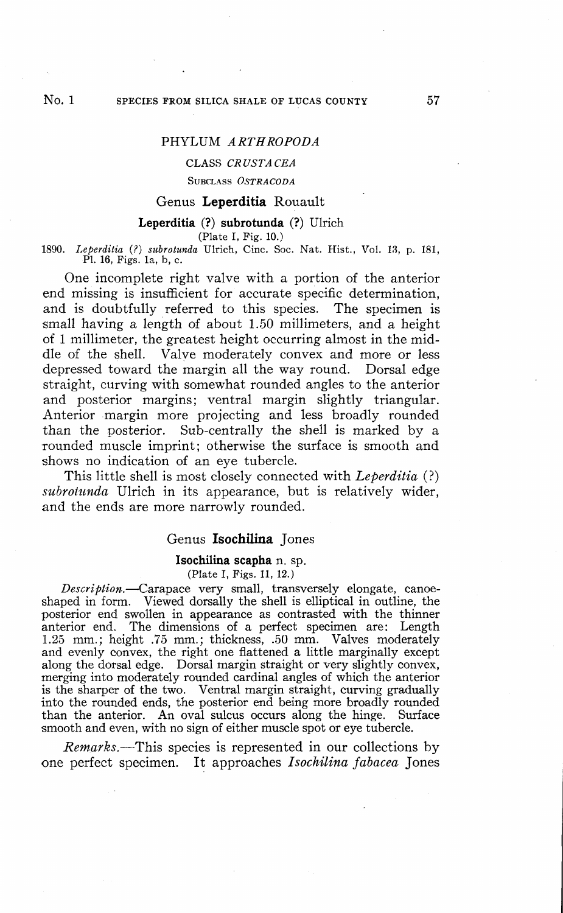## PHYLUM *ARTHROPODA*

### CLASS *CRUSTACEA*

#### SUBCLASS *OSTRACODA*

### Genus **Leperditia** Rouault

#### **Leperditia (?) subrotunda (?)** Ulrich

(Plate I, Fig. 10.)

1890. *Leperditia (?) subrotunda* Ulrich, Cinc. Soc. Nat. Hist., Vol. 13, p. 181, Pl. 16, Figs. 1a, b, c.

One incomplete right valve with a portion of the anterior end missing is insufficient for accurate specific determination, and is doubtfully referred to this species. The specimen is small having a length of about 1.50 millimeters, and a height of 1 millimeter, the greatest height occurring almost in the middle of the shell. Valve moderately convex and more or less depressed toward the margin all the way round. Dorsal edge straight, curving with somewhat rounded angles to the anterior and posterior margins; ventral margin slightly triangular. Anterior margin more projecting and less broadly rounded than the posterior. Sub-centrally the shell is marked by a rounded muscle imprint; otherwise the surface is smooth and shows no indication of an eye tubercle.

This little shell is most closely connected with *Leperditia (?) subrotunda* Ulrich in its appearance, but is relatively wider, and the ends are more narrowly rounded.

### Genus **Isochilina** Jones

#### **Isochilina scapha** n. sp.

(Plate I, Figs. 11, 12.)

*Description.*—Carapace very small, transversely elongate, canoe-shaped in form. Viewed dorsally the shell is elliptical in outline, the posterior end swollen in appearance as contrasted with the thinner anterior end. The dimensions of a perfect specimen are: Length 1.25 mm.; height .75 mm.; thickness, .50 mm. Valves moderately and evenly convex, the right one flattened a little marginally except along the dorsal edge. Dorsal margin straight or very slightly convex, merging into moderately rounded cardinal angles of which the anterior is the sharper of the two. Ventral margin straight, curving gradually into the rounded ends, the posterior end being more broadly rounded than the anterior. An oval sulcus occurs along the hinge. Surface smooth and even, with no sign of either muscle spot or eye tubercle.

*Remarks.*—This species is represented in our collections by one perfect specimen. It approaches *Isochilina fabacea* Jones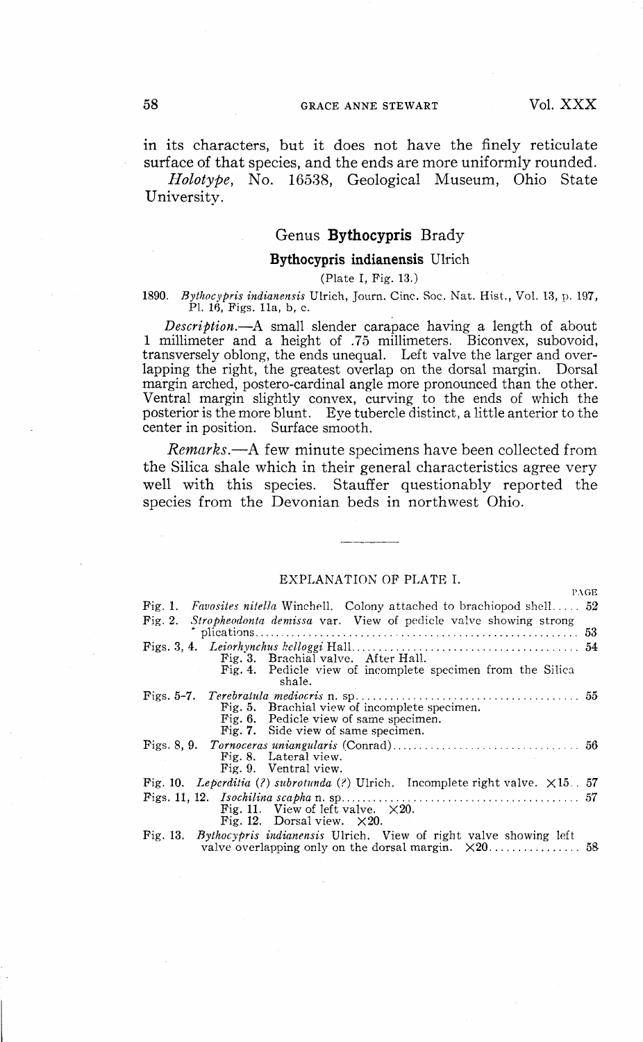in its characters, but it does not have the finely reticulate surface of that species, and the ends are more uniformly rounded.

*Holotype*, No. 16538, Geological Museum, Ohio State University.

## Genus **Bythocypris** Brady

### **Bythocypris indianensis** Ulrich

(Plate I, Fig. 13.)

1890. *Bythocypris indianensis* Ulrich, Journ. Cinc. Soc. Nat. Hist., Vol. 13, p. 197, Pl. 16, Figs. 11a, b, c.

*Description.*—A small slender carapace having a length of about 1 millimeter and a height of .75 millimeters. Biconvex, subovoid, transversely oblong, the ends unequal. Left valve the larger and overlapping the right, the greatest overlap on the dorsal margin. Dorsal margin arched, postero-cardinal angle more pronounced than the other. Ventral margin slightly convex, curving to the ends of which the posterior is the more blunt. Eye tubercle distinct, a little anterior to the center in position. Surface smooth.

*Remarks.*—A few minute specimens have been collected from the Silica shale which in their general characteristics agree very well with this species. Stauffer questionably reported the species from the Devonian beds in northwest Ohio.

---

EXPLANATION OF PLATE I.

| | | PAGE |
|---|---|---|
| Fig. 1. | *Favosites nitella* Winchell. Colony attached to brachiopod shell | 52 |
| Fig. 2. | *Stropheodonta demissa* var. View of pedicle valve showing strong plications | 53 |
| Figs. 3, 4. | *Leiorhynchus kelloggi* Hall | 54 |
| | Fig. 3. Brachial valve. After Hall. | |
| | Fig. 4. Pedicle view of incomplete specimen from the Silica shale. | |
| Figs. 5–7. | *Terebratula mediocris* n. sp. | 55 |
| | Fig. 5. Brachial view of incomplete specimen. | |
| | Fig. 6. Pedicle view of same specimen. | |
| | Fig. 7. Side view of same specimen. | |
| Figs. 8, 9. | *Tornoceras uniangularis* (Conrad) | 56 |
| | Fig. 8. Lateral view. | |
| | Fig. 9. Ventral view. | |
| Fig. 10. | *Leperditia* (?) *subrotunda* (?) Ulrich. Incomplete right valve. ×15 | 57 |
| Figs. 11, 12. | *Isochilina scapha* n. sp. | 57 |
| | Fig. 11. View of left valve. ×20. | |
| | Fig. 12. Dorsal view. ×20. | |
| Fig. 13. | *Bythocypris indianensis* Ulrich. View of right valve showing left valve overlapping only on the dorsal margin. ×20 | 58 |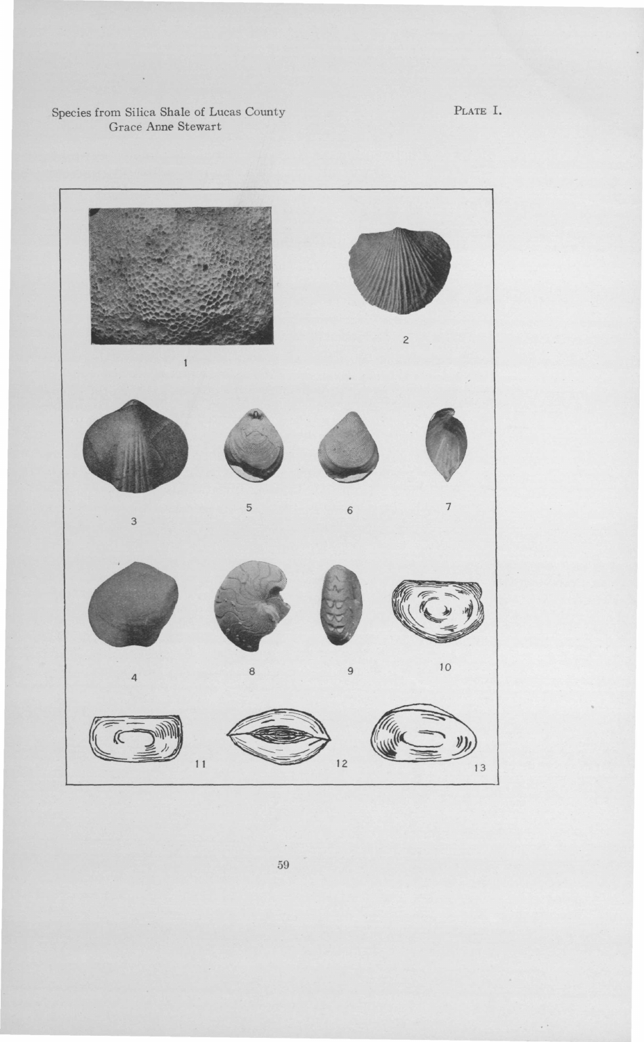Species from Silica Shale of Lucas County
Grace Anne Stewart

PLATE I.

1
2
3
5
6
7
4
8
9
10
11
12
13